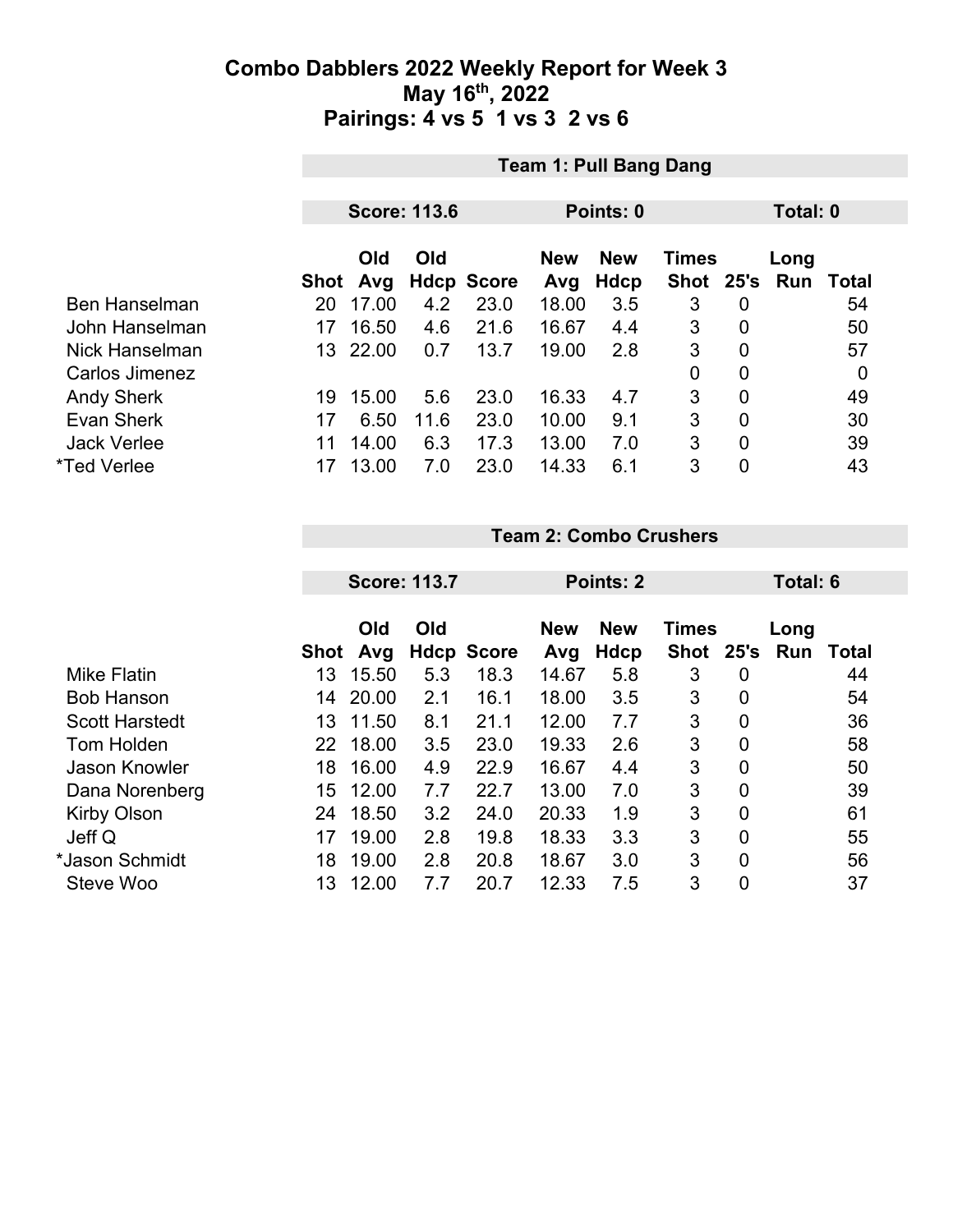# Combo Dabblers 2022 Weekly Report for Week 3
## May 16th, 2022
## Pairings: 4 vs 5  1 vs 3  2 vs 6

### Team 1: Pull Bang Dang

**Score: 113.6** | **Points: 0** | **Total: 0**

| | Shot | Old Avg | Old Hdcp | Score | New Avg | New Hdcp | Times Shot | 25's | Long Run | Total |
|---|---|---|---|---|---|---|---|---|---|---|
| Ben Hanselman | 20 | 17.00 | 4.2 | 23.0 | 18.00 | 3.5 | 3 | 0 | | 54 |
| John Hanselman | 17 | 16.50 | 4.6 | 21.6 | 16.67 | 4.4 | 3 | 0 | | 50 |
| Nick Hanselman | 13 | 22.00 | 0.7 | 13.7 | 19.00 | 2.8 | 3 | 0 | | 57 |
| Carlos Jimenez | | | | | | | 0 | 0 | | 0 |
| Andy Sherk | 19 | 15.00 | 5.6 | 23.0 | 16.33 | 4.7 | 3 | 0 | | 49 |
| Evan Sherk | 17 | 6.50 | 11.6 | 23.0 | 10.00 | 9.1 | 3 | 0 | | 30 |
| Jack Verlee | 11 | 14.00 | 6.3 | 17.3 | 13.00 | 7.0 | 3 | 0 | | 39 |
| *Ted Verlee | 17 | 13.00 | 7.0 | 23.0 | 14.33 | 6.1 | 3 | 0 | | 43 |

### Team 2: Combo Crushers

**Score: 113.7** | **Points: 2** | **Total: 6**

| | Shot | Old Avg | Old Hdcp | Score | New Avg | New Hdcp | Times Shot | 25's | Long Run | Total |
|---|---|---|---|---|---|---|---|---|---|---|
| Mike Flatin | 13 | 15.50 | 5.3 | 18.3 | 14.67 | 5.8 | 3 | 0 | | 44 |
| Bob Hanson | 14 | 20.00 | 2.1 | 16.1 | 18.00 | 3.5 | 3 | 0 | | 54 |
| Scott Harstedt | 13 | 11.50 | 8.1 | 21.1 | 12.00 | 7.7 | 3 | 0 | | 36 |
| Tom Holden | 22 | 18.00 | 3.5 | 23.0 | 19.33 | 2.6 | 3 | 0 | | 58 |
| Jason Knowler | 18 | 16.00 | 4.9 | 22.9 | 16.67 | 4.4 | 3 | 0 | | 50 |
| Dana Norenberg | 15 | 12.00 | 7.7 | 22.7 | 13.00 | 7.0 | 3 | 0 | | 39 |
| Kirby Olson | 24 | 18.50 | 3.2 | 24.0 | 20.33 | 1.9 | 3 | 0 | | 61 |
| Jeff Q | 17 | 19.00 | 2.8 | 19.8 | 18.33 | 3.3 | 3 | 0 | | 55 |
| *Jason Schmidt | 18 | 19.00 | 2.8 | 20.8 | 18.67 | 3.0 | 3 | 0 | | 56 |
| Steve Woo | 13 | 12.00 | 7.7 | 20.7 | 12.33 | 7.5 | 3 | 0 | | 37 |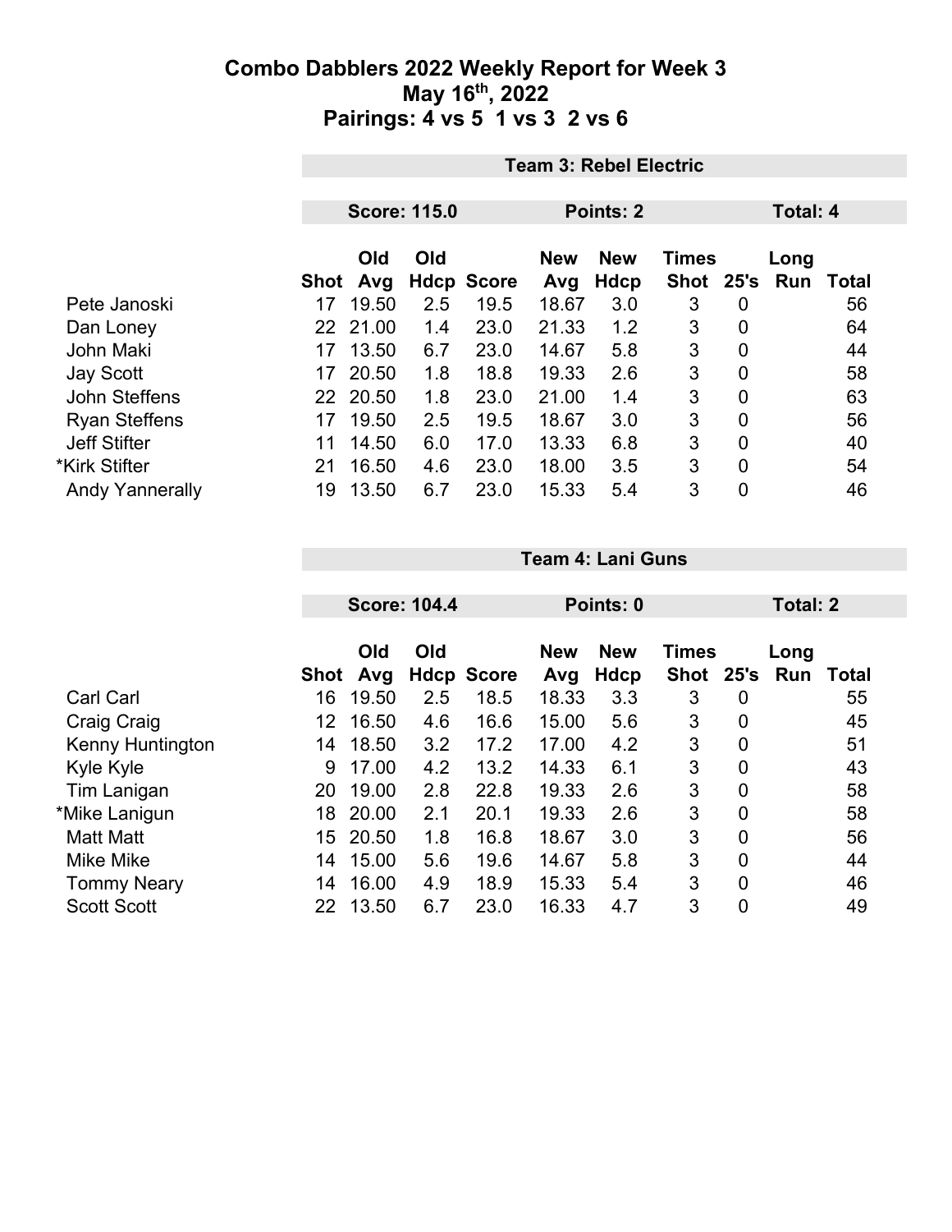# Combo Dabblers 2022 Weekly Report for Week 3
## May 16th, 2022
## Pairings: 4 vs 5 1 vs 3 2 vs 6

### Team 3: Rebel Electric

**Score: 115.0** | **Points: 2** | **Total: 4**

| | Shot | Old Avg | Old Hdcp | Score | New Avg | New Hdcp | Times Shot | 25's | Long Run | Total |
|---|---|---|---|---|---|---|---|---|---|---|
| Pete Janoski | 17 | 19.50 | 2.5 | 19.5 | 18.67 | 3.0 | 3 | 0 | | 56 |
| Dan Loney | 22 | 21.00 | 1.4 | 23.0 | 21.33 | 1.2 | 3 | 0 | | 64 |
| John Maki | 17 | 13.50 | 6.7 | 23.0 | 14.67 | 5.8 | 3 | 0 | | 44 |
| Jay Scott | 17 | 20.50 | 1.8 | 18.8 | 19.33 | 2.6 | 3 | 0 | | 58 |
| John Steffens | 22 | 20.50 | 1.8 | 23.0 | 21.00 | 1.4 | 3 | 0 | | 63 |
| Ryan Steffens | 17 | 19.50 | 2.5 | 19.5 | 18.67 | 3.0 | 3 | 0 | | 56 |
| Jeff Stifter | 11 | 14.50 | 6.0 | 17.0 | 13.33 | 6.8 | 3 | 0 | | 40 |
| *Kirk Stifter | 21 | 16.50 | 4.6 | 23.0 | 18.00 | 3.5 | 3 | 0 | | 54 |
| Andy Yannerally | 19 | 13.50 | 6.7 | 23.0 | 15.33 | 5.4 | 3 | 0 | | 46 |

### Team 4: Lani Guns

**Score: 104.4** | **Points: 0** | **Total: 2**

| | Shot | Old Avg | Old Hdcp | Score | New Avg | New Hdcp | Times Shot | 25's | Long Run | Total |
|---|---|---|---|---|---|---|---|---|---|---|
| Carl Carl | 16 | 19.50 | 2.5 | 18.5 | 18.33 | 3.3 | 3 | 0 | | 55 |
| Craig Craig | 12 | 16.50 | 4.6 | 16.6 | 15.00 | 5.6 | 3 | 0 | | 45 |
| Kenny Huntington | 14 | 18.50 | 3.2 | 17.2 | 17.00 | 4.2 | 3 | 0 | | 51 |
| Kyle Kyle | 9 | 17.00 | 4.2 | 13.2 | 14.33 | 6.1 | 3 | 0 | | 43 |
| Tim Lanigan | 20 | 19.00 | 2.8 | 22.8 | 19.33 | 2.6 | 3 | 0 | | 58 |
| *Mike Lanigun | 18 | 20.00 | 2.1 | 20.1 | 19.33 | 2.6 | 3 | 0 | | 58 |
| Matt Matt | 15 | 20.50 | 1.8 | 16.8 | 18.67 | 3.0 | 3 | 0 | | 56 |
| Mike Mike | 14 | 15.00 | 5.6 | 19.6 | 14.67 | 5.8 | 3 | 0 | | 44 |
| Tommy Neary | 14 | 16.00 | 4.9 | 18.9 | 15.33 | 5.4 | 3 | 0 | | 46 |
| Scott Scott | 22 | 13.50 | 6.7 | 23.0 | 16.33 | 4.7 | 3 | 0 | | 49 |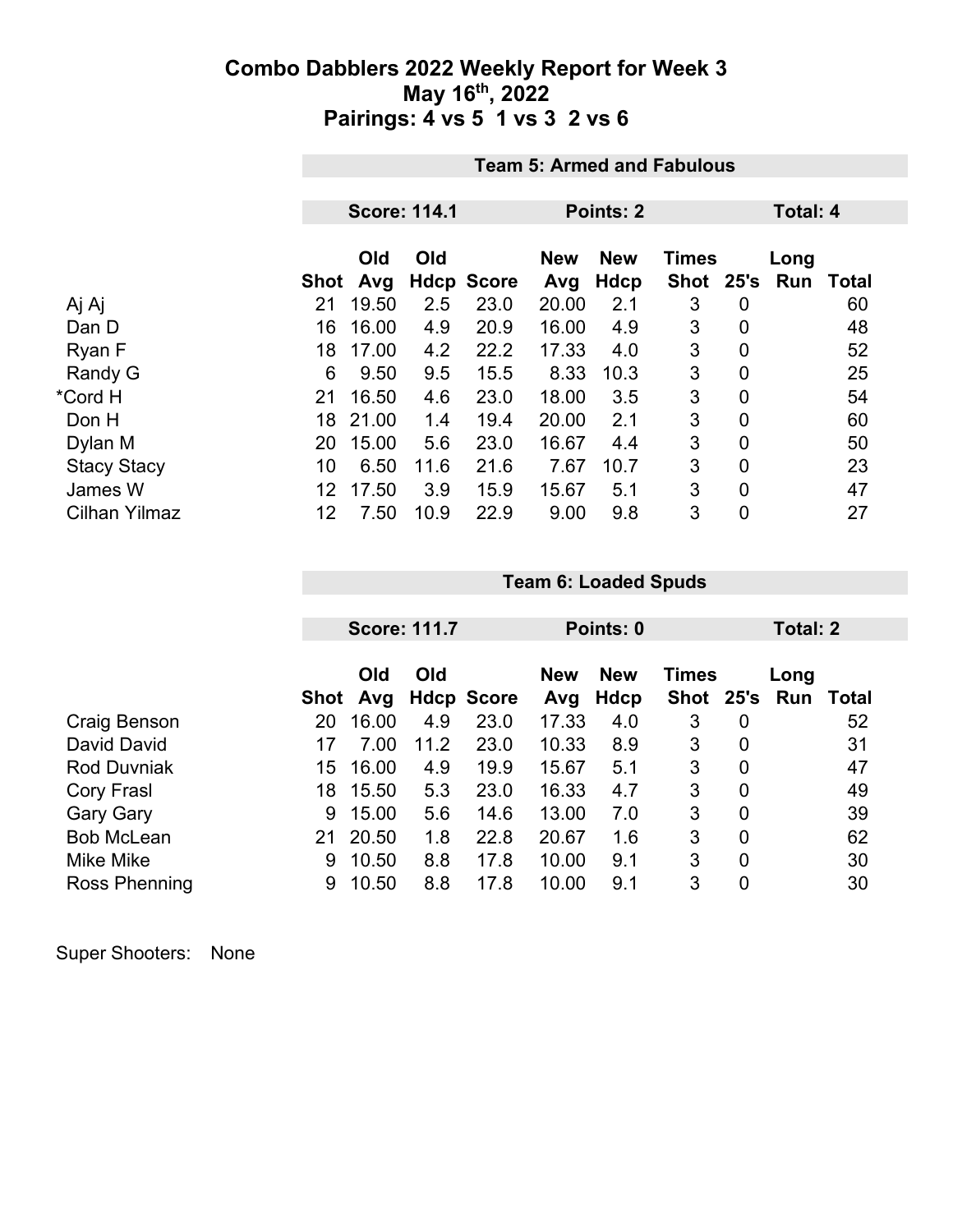# Combo Dabblers 2022 Weekly Report for Week 3
## May 16th, 2022
## Pairings: 4 vs 5 1 vs 3 2 vs 6

### Team 5: Armed and Fabulous

**Score: 114.1** | **Points: 2** | **Total: 4**

| | Shot | Old Avg | Old Hdcp | Score | New Avg | New Hdcp | Times Shot | 25's | Long Run | Total |
|---|---|---|---|---|---|---|---|---|---|---|
| Aj Aj | 21 | 19.50 | 2.5 | 23.0 | 20.00 | 2.1 | 3 | 0 | | 60 |
| Dan D | 16 | 16.00 | 4.9 | 20.9 | 16.00 | 4.9 | 3 | 0 | | 48 |
| Ryan F | 18 | 17.00 | 4.2 | 22.2 | 17.33 | 4.0 | 3 | 0 | | 52 |
| Randy G | 6 | 9.50 | 9.5 | 15.5 | 8.33 | 10.3 | 3 | 0 | | 25 |
| *Cord H | 21 | 16.50 | 4.6 | 23.0 | 18.00 | 3.5 | 3 | 0 | | 54 |
| Don H | 18 | 21.00 | 1.4 | 19.4 | 20.00 | 2.1 | 3 | 0 | | 60 |
| Dylan M | 20 | 15.00 | 5.6 | 23.0 | 16.67 | 4.4 | 3 | 0 | | 50 |
| Stacy Stacy | 10 | 6.50 | 11.6 | 21.6 | 7.67 | 10.7 | 3 | 0 | | 23 |
| James W | 12 | 17.50 | 3.9 | 15.9 | 15.67 | 5.1 | 3 | 0 | | 47 |
| Cilhan Yilmaz | 12 | 7.50 | 10.9 | 22.9 | 9.00 | 9.8 | 3 | 0 | | 27 |

### Team 6: Loaded Spuds

**Score: 111.7** | **Points: 0** | **Total: 2**

| | Shot | Old Avg | Old Hdcp | Score | New Avg | New Hdcp | Times Shot | 25's | Long Run | Total |
|---|---|---|---|---|---|---|---|---|---|---|
| Craig Benson | 20 | 16.00 | 4.9 | 23.0 | 17.33 | 4.0 | 3 | 0 | | 52 |
| David David | 17 | 7.00 | 11.2 | 23.0 | 10.33 | 8.9 | 3 | 0 | | 31 |
| Rod Duvniak | 15 | 16.00 | 4.9 | 19.9 | 15.67 | 5.1 | 3 | 0 | | 47 |
| Cory Frasl | 18 | 15.50 | 5.3 | 23.0 | 16.33 | 4.7 | 3 | 0 | | 49 |
| Gary Gary | 9 | 15.00 | 5.6 | 14.6 | 13.00 | 7.0 | 3 | 0 | | 39 |
| Bob McLean | 21 | 20.50 | 1.8 | 22.8 | 20.67 | 1.6 | 3 | 0 | | 62 |
| Mike Mike | 9 | 10.50 | 8.8 | 17.8 | 10.00 | 9.1 | 3 | 0 | | 30 |
| Ross Phenning | 9 | 10.50 | 8.8 | 17.8 | 10.00 | 9.1 | 3 | 0 | | 30 |

Super Shooters: None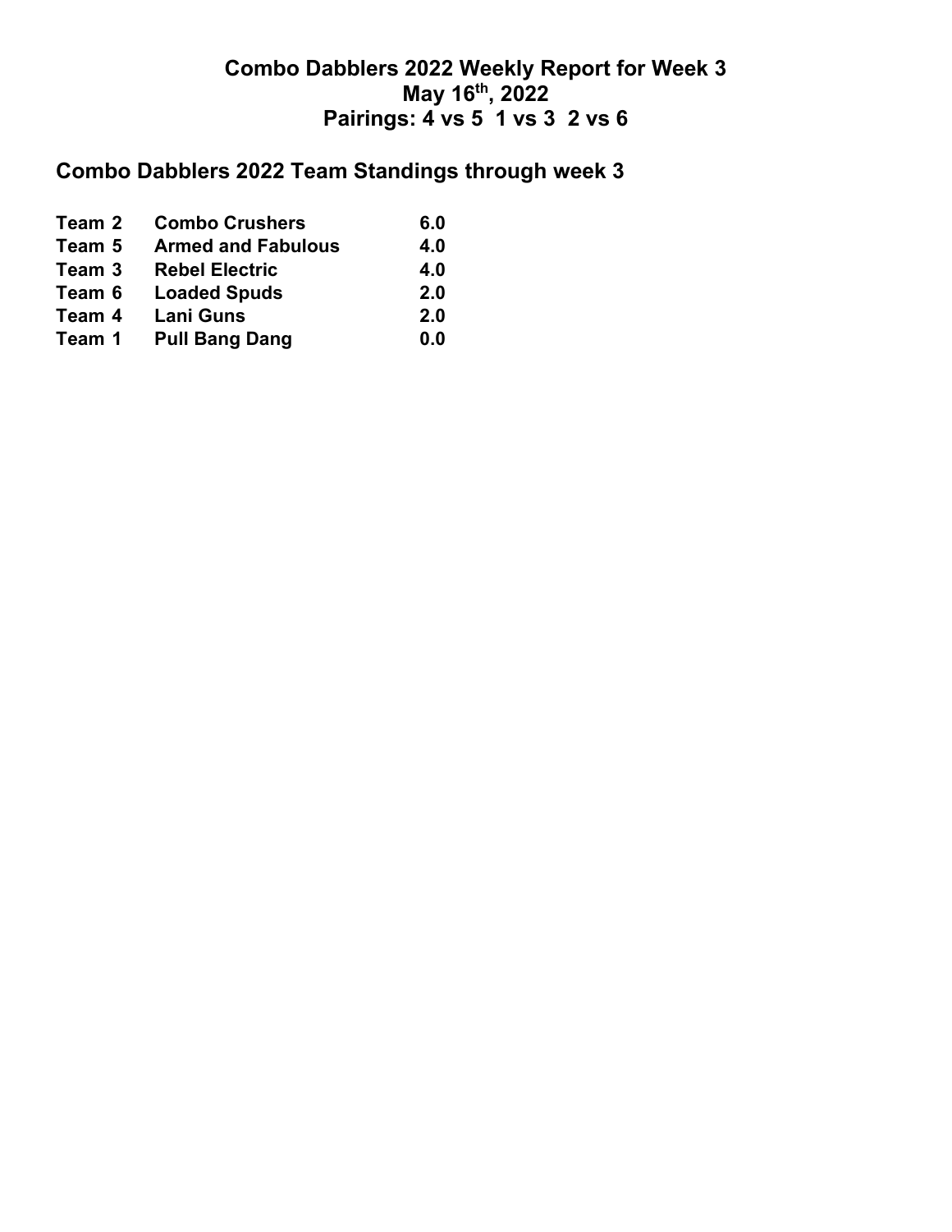# Combo Dabblers 2022 Weekly Report for Week 3
# May 16th, 2022
# Pairings: 4 vs 5  1 vs 3  2 vs 6

## Combo Dabblers 2022 Team Standings through week 3

| | | |
|---|---|---|
| **Team 2** | **Combo Crushers** | **6.0** |
| **Team 5** | **Armed and Fabulous** | **4.0** |
| **Team 3** | **Rebel Electric** | **4.0** |
| **Team 6** | **Loaded Spuds** | **2.0** |
| **Team 4** | **Lani Guns** | **2.0** |
| **Team 1** | **Pull Bang Dang** | **0.0** |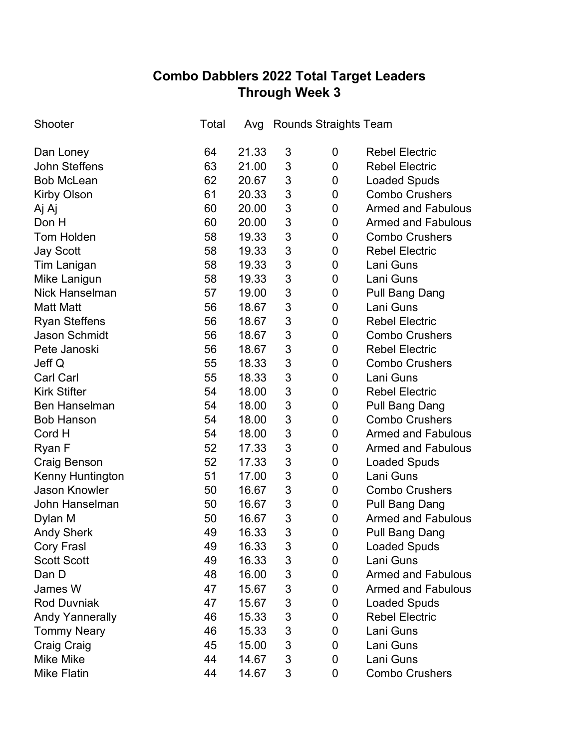# Combo Dabblers 2022 Total Target Leaders
## Through Week 3

| Shooter | Total | Avg | Rounds | Straights | Team |
|---|---|---|---|---|---|
| Dan Loney | 64 | 21.33 | 3 | 0 | Rebel Electric |
| John Steffens | 63 | 21.00 | 3 | 0 | Rebel Electric |
| Bob McLean | 62 | 20.67 | 3 | 0 | Loaded Spuds |
| Kirby Olson | 61 | 20.33 | 3 | 0 | Combo Crushers |
| Aj Aj | 60 | 20.00 | 3 | 0 | Armed and Fabulous |
| Don H | 60 | 20.00 | 3 | 0 | Armed and Fabulous |
| Tom Holden | 58 | 19.33 | 3 | 0 | Combo Crushers |
| Jay Scott | 58 | 19.33 | 3 | 0 | Rebel Electric |
| Tim Lanigan | 58 | 19.33 | 3 | 0 | Lani Guns |
| Mike Lanigun | 58 | 19.33 | 3 | 0 | Lani Guns |
| Nick Hanselman | 57 | 19.00 | 3 | 0 | Pull Bang Dang |
| Matt Matt | 56 | 18.67 | 3 | 0 | Lani Guns |
| Ryan Steffens | 56 | 18.67 | 3 | 0 | Rebel Electric |
| Jason Schmidt | 56 | 18.67 | 3 | 0 | Combo Crushers |
| Pete Janoski | 56 | 18.67 | 3 | 0 | Rebel Electric |
| Jeff Q | 55 | 18.33 | 3 | 0 | Combo Crushers |
| Carl Carl | 55 | 18.33 | 3 | 0 | Lani Guns |
| Kirk Stifter | 54 | 18.00 | 3 | 0 | Rebel Electric |
| Ben Hanselman | 54 | 18.00 | 3 | 0 | Pull Bang Dang |
| Bob Hanson | 54 | 18.00 | 3 | 0 | Combo Crushers |
| Cord H | 54 | 18.00 | 3 | 0 | Armed and Fabulous |
| Ryan F | 52 | 17.33 | 3 | 0 | Armed and Fabulous |
| Craig Benson | 52 | 17.33 | 3 | 0 | Loaded Spuds |
| Kenny Huntington | 51 | 17.00 | 3 | 0 | Lani Guns |
| Jason Knowler | 50 | 16.67 | 3 | 0 | Combo Crushers |
| John Hanselman | 50 | 16.67 | 3 | 0 | Pull Bang Dang |
| Dylan M | 50 | 16.67 | 3 | 0 | Armed and Fabulous |
| Andy Sherk | 49 | 16.33 | 3 | 0 | Pull Bang Dang |
| Cory Frasl | 49 | 16.33 | 3 | 0 | Loaded Spuds |
| Scott Scott | 49 | 16.33 | 3 | 0 | Lani Guns |
| Dan D | 48 | 16.00 | 3 | 0 | Armed and Fabulous |
| James W | 47 | 15.67 | 3 | 0 | Armed and Fabulous |
| Rod Duvniak | 47 | 15.67 | 3 | 0 | Loaded Spuds |
| Andy Yannerally | 46 | 15.33 | 3 | 0 | Rebel Electric |
| Tommy Neary | 46 | 15.33 | 3 | 0 | Lani Guns |
| Craig Craig | 45 | 15.00 | 3 | 0 | Lani Guns |
| Mike Mike | 44 | 14.67 | 3 | 0 | Lani Guns |
| Mike Flatin | 44 | 14.67 | 3 | 0 | Combo Crushers |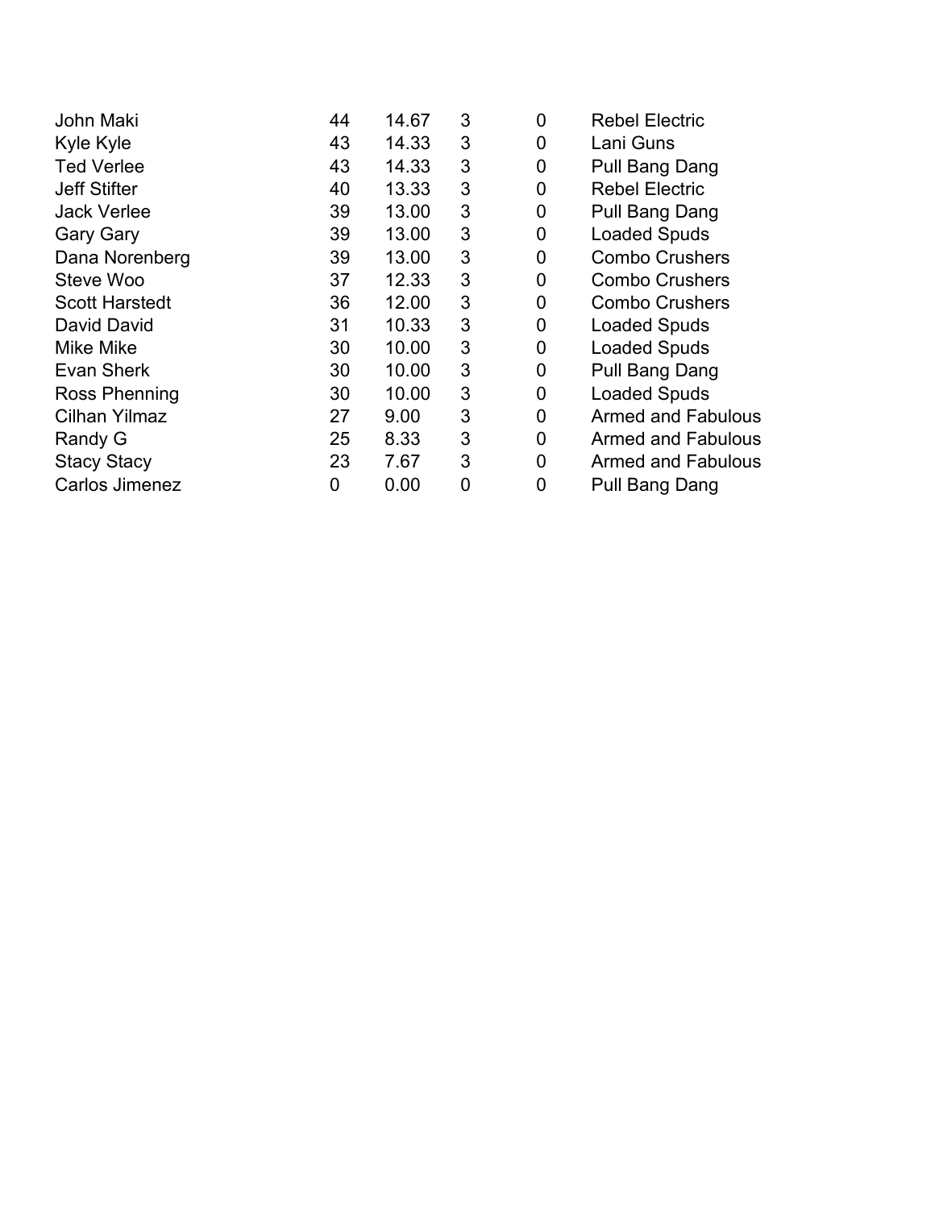| | | | | | |
|---|---|---|---|---|---|
| John Maki | 44 | 14.67 | 3 | 0 | Rebel Electric |
| Kyle Kyle | 43 | 14.33 | 3 | 0 | Lani Guns |
| Ted Verlee | 43 | 14.33 | 3 | 0 | Pull Bang Dang |
| Jeff Stifter | 40 | 13.33 | 3 | 0 | Rebel Electric |
| Jack Verlee | 39 | 13.00 | 3 | 0 | Pull Bang Dang |
| Gary Gary | 39 | 13.00 | 3 | 0 | Loaded Spuds |
| Dana Norenberg | 39 | 13.00 | 3 | 0 | Combo Crushers |
| Steve Woo | 37 | 12.33 | 3 | 0 | Combo Crushers |
| Scott Harstedt | 36 | 12.00 | 3 | 0 | Combo Crushers |
| David David | 31 | 10.33 | 3 | 0 | Loaded Spuds |
| Mike Mike | 30 | 10.00 | 3 | 0 | Loaded Spuds |
| Evan Sherk | 30 | 10.00 | 3 | 0 | Pull Bang Dang |
| Ross Phenning | 30 | 10.00 | 3 | 0 | Loaded Spuds |
| Cilhan Yilmaz | 27 | 9.00 | 3 | 0 | Armed and Fabulous |
| Randy G | 25 | 8.33 | 3 | 0 | Armed and Fabulous |
| Stacy Stacy | 23 | 7.67 | 3 | 0 | Armed and Fabulous |
| Carlos Jimenez | 0 | 0.00 | 0 | 0 | Pull Bang Dang |